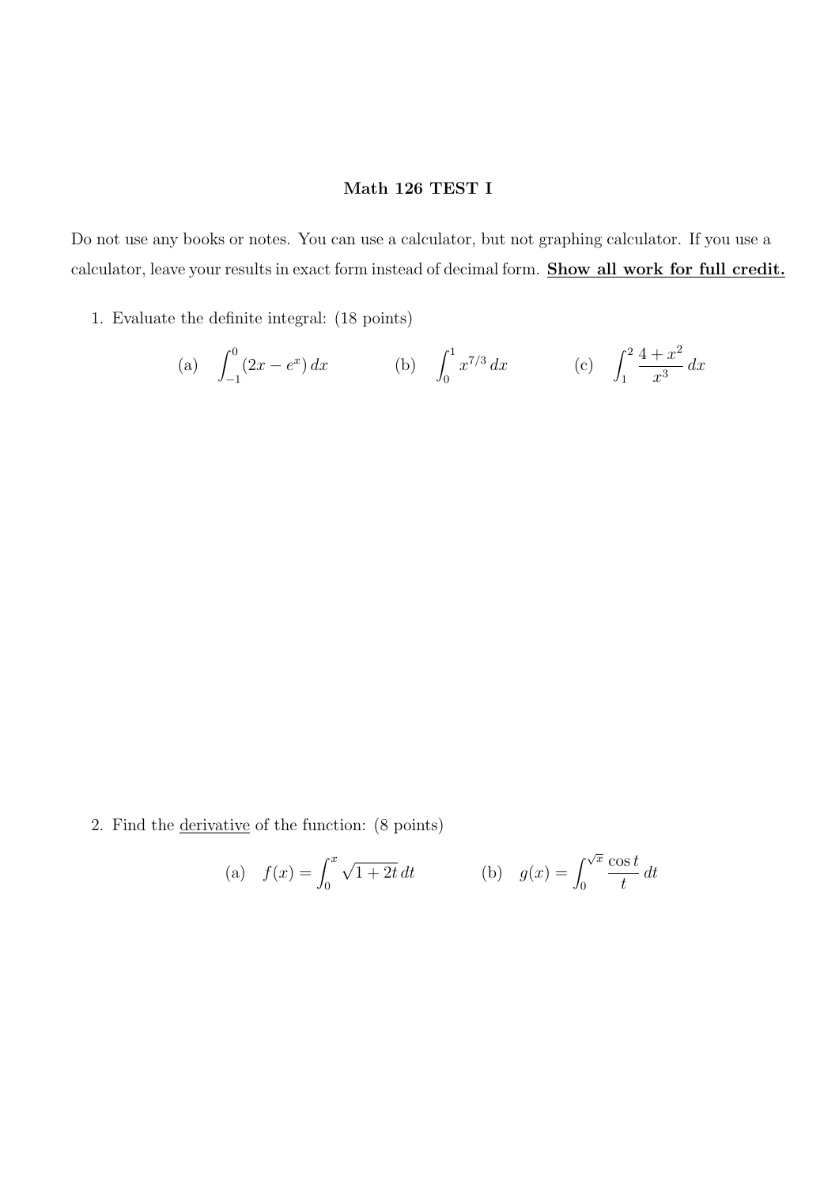**Math 126 TEST I**

Do not use any books or notes. You can use a calculator, but not graphing calculator. If you use a calculator, leave your results in exact form instead of decimal form. **Show all work for full credit.**

1. Evaluate the definite integral: (18 points)

   (a) $\displaystyle\int_{-1}^{0} (2x - e^x)\, dx$ (b) $\displaystyle\int_{0}^{1} x^{7/3}\, dx$ (c) $\displaystyle\int_{1}^{2} \frac{4 + x^2}{x^3}\, dx$

2. Find the derivative of the function: (8 points)

   (a) $\displaystyle f(x) = \int_{0}^{x} \sqrt{1 + 2t}\, dt$ (b) $\displaystyle g(x) = \int_{0}^{\sqrt{x}} \frac{\cos t}{t}\, dt$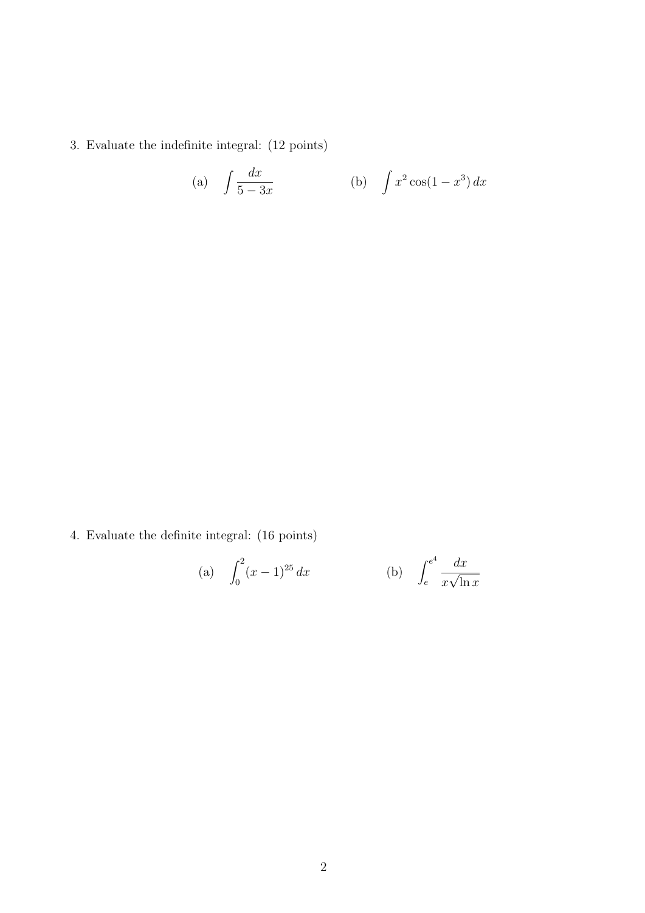3. Evaluate the indefinite integral: (12 points)

$$\text{(a)} \quad \int \frac{dx}{5 - 3x} \qquad\qquad \text{(b)} \quad \int x^2 \cos(1 - x^3)\, dx$$

4. Evaluate the definite integral: (16 points)

$$\text{(a)} \quad \int_0^2 (x - 1)^{25}\, dx \qquad\qquad \text{(b)} \quad \int_e^{e^4} \frac{dx}{x\sqrt{\ln x}}$$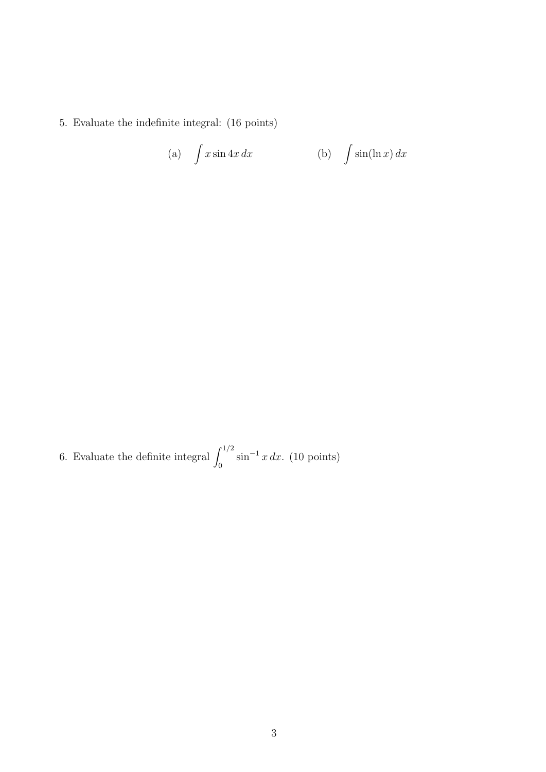5. Evaluate the indefinite integral: (16 points)

(a) $\int x \sin 4x \, dx$

(b) $\int \sin(\ln x) \, dx$

6. Evaluate the definite integral $\int_0^{1/2} \sin^{-1} x \, dx$. (10 points)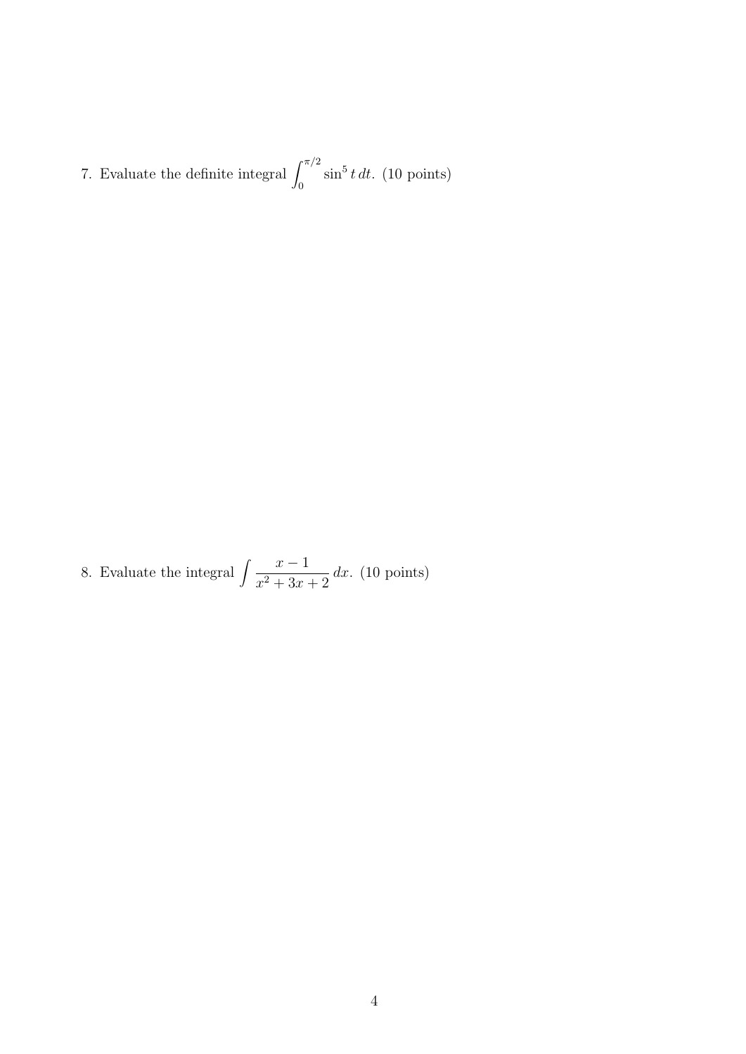7. Evaluate the definite integral $\int_0^{\pi/2} \sin^5 t \, dt$. (10 points)

8. Evaluate the integral $\int \frac{x-1}{x^2+3x+2} \, dx$. (10 points)